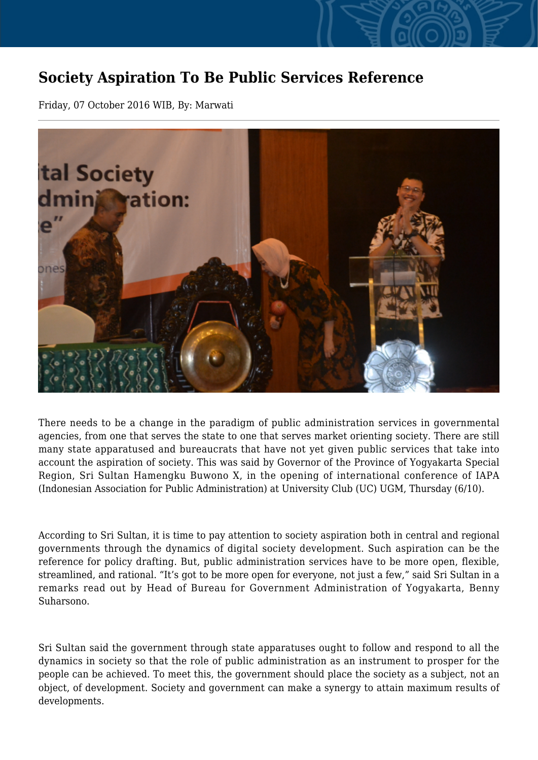# Society Aspiration To Be Public Services Reference

Friday, 07 October 2016 WIB, By: Marwati

There needs to be a change in the paradigm of public administration services in governmental agencies, from one that serves the state to one that serves market orienting society. There are still many state apparatused and bureaucrats that have not yet given public services that take into account the aspiration of society. This was said by Governor of the Province of Yogyakarta Special Region, Sri Sultan Hamengku Buwono X, in the opening of international conference of IAPA (Indonesian Association for Public Administration) at University Club (UC) UGM, Thursday (6/10).

According to Sri Sultan, it is time to pay attention to society aspiration both in central and regional governments through the dynamics of digital society development. Such aspiration can be the reference for policy drafting. But, public administration services have to be more open, flexible, streamlined, and rational. “It’s got to be more open for everyone, not just a few,” said Sri Sultan in a remarks read out by Head of Bureau for Government Administration of Yogyakarta, Benny Suharsono.

Sri Sultan said the government through state apparatuses ought to follow and respond to all the dynamics in society so that the role of public administration as an instrument to prosper for the people can be achieved. To meet this, the government should place the society as a subject, not an object, of development. Society and government can make a synergy to attain maximum results of developments.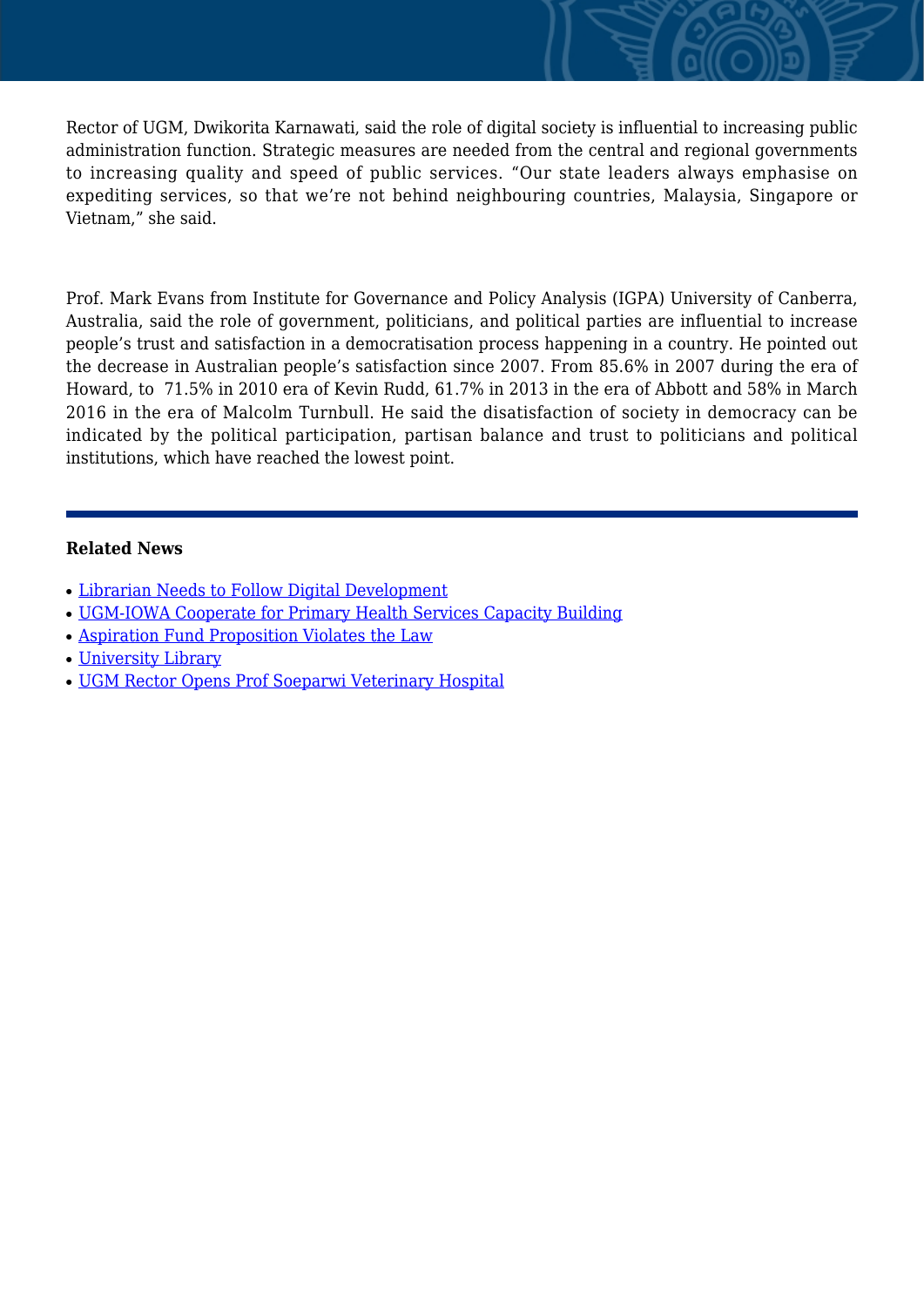Rector of UGM, Dwikorita Karnawati, said the role of digital society is influential to increasing public administration function. Strategic measures are needed from the central and regional governments to increasing quality and speed of public services. “Our state leaders always emphasise on expediting services, so that we’re not behind neighbouring countries, Malaysia, Singapore or Vietnam,” she said.

Prof. Mark Evans from Institute for Governance and Policy Analysis (IGPA) University of Canberra, Australia, said the role of government, politicians, and political parties are influential to increase people’s trust and satisfaction in a democratisation process happening in a country. He pointed out the decrease in Australian people’s satisfaction since 2007. From 85.6% in 2007 during the era of Howard, to 71.5% in 2010 era of Kevin Rudd, 61.7% in 2013 in the era of Abbott and 58% in March 2016 in the era of Malcolm Turnbull. He said the disatisfaction of society in democracy can be indicated by the political participation, partisan balance and trust to politicians and political institutions, which have reached the lowest point.

---

**Related News**

- Librarian Needs to Follow Digital Development
- UGM-IOWA Cooperate for Primary Health Services Capacity Building
- Aspiration Fund Proposition Violates the Law
- University Library
- UGM Rector Opens Prof Soeparwi Veterinary Hospital